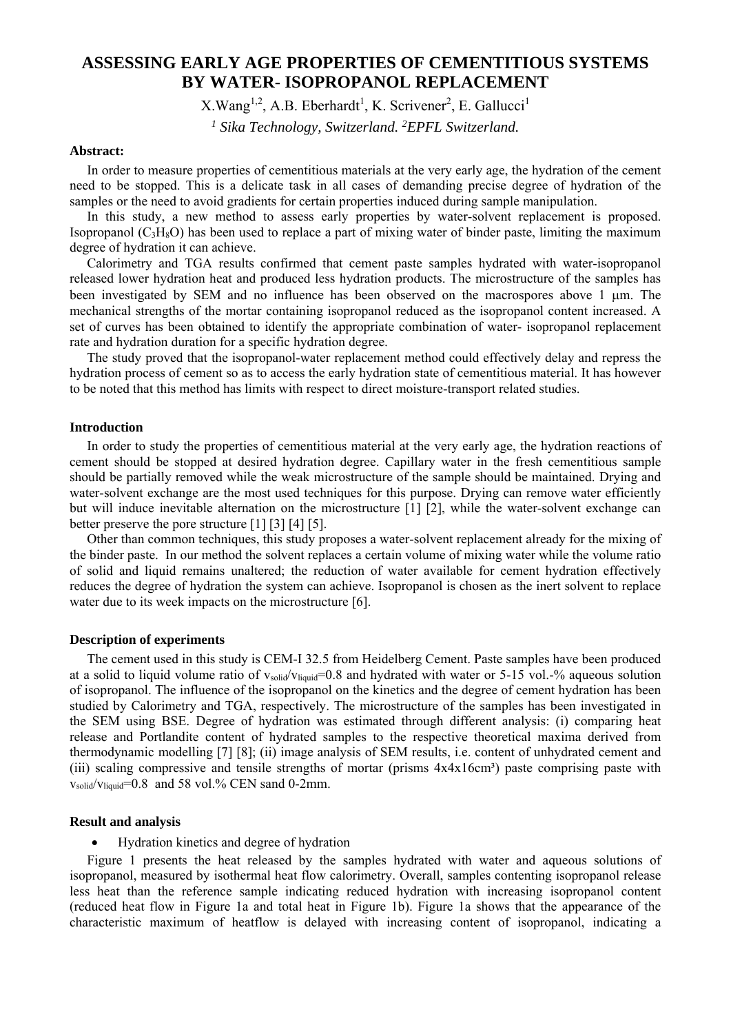# ASSESSING EARLY AGE PROPERTIES OF CEMENTITIOUS SYSTEMS BY WATER- ISOPROPANOL REPLACEMENT

X.Wang[1,2], A.B. Eberhardt[1], K. Scrivener[2], E. Gallucci[1]

*[1] Sika Technology, Switzerland. [2]EPFL Switzerland.*

**Abstract:**

In order to measure properties of cementitious materials at the very early age, the hydration of the cement need to be stopped. This is a delicate task in all cases of demanding precise degree of hydration of the samples or the need to avoid gradients for certain properties induced during sample manipulation.

In this study, a new method to assess early properties by water-solvent replacement is proposed. Isopropanol ($C_3H_8O$) has been used to replace a part of mixing water of binder paste, limiting the maximum degree of hydration it can achieve.

Calorimetry and TGA results confirmed that cement paste samples hydrated with water-isopropanol released lower hydration heat and produced less hydration products. The microstructure of the samples has been investigated by SEM and no influence has been observed on the macrospores above 1 μm. The mechanical strengths of the mortar containing isopropanol reduced as the isopropanol content increased. A set of curves has been obtained to identify the appropriate combination of water- isopropanol replacement rate and hydration duration for a specific hydration degree.

The study proved that the isopropanol-water replacement method could effectively delay and repress the hydration process of cement so as to access the early hydration state of cementitious material. It has however to be noted that this method has limits with respect to direct moisture-transport related studies.

**Introduction**

In order to study the properties of cementitious material at the very early age, the hydration reactions of cement should be stopped at desired hydration degree. Capillary water in the fresh cementitious sample should be partially removed while the weak microstructure of the sample should be maintained. Drying and water-solvent exchange are the most used techniques for this purpose. Drying can remove water efficiently but will induce inevitable alternation on the microstructure [1] [2], while the water-solvent exchange can better preserve the pore structure [1] [3] [4] [5].

Other than common techniques, this study proposes a water-solvent replacement already for the mixing of the binder paste. In our method the solvent replaces a certain volume of mixing water while the volume ratio of solid and liquid remains unaltered; the reduction of water available for cement hydration effectively reduces the degree of hydration the system can achieve. Isopropanol is chosen as the inert solvent to replace water due to its week impacts on the microstructure [6].

**Description of experiments**

The cement used in this study is CEM-I 32.5 from Heidelberg Cement. Paste samples have been produced at a solid to liquid volume ratio of $v_{solid}/v_{liquid}$=0.8 and hydrated with water or 5-15 vol.-% aqueous solution of isopropanol. The influence of the isopropanol on the kinetics and the degree of cement hydration has been studied by Calorimetry and TGA, respectively. The microstructure of the samples has been investigated in the SEM using BSE. Degree of hydration was estimated through different analysis: (i) comparing heat release and Portlandite content of hydrated samples to the respective theoretical maxima derived from thermodynamic modelling [7] [8]; (ii) image analysis of SEM results, i.e. content of unhydrated cement and (iii) scaling compressive and tensile strengths of mortar (prisms 4x4x16cm³) paste comprising paste with $v_{solid}/v_{liquid}$=0.8 and 58 vol.% CEN sand 0-2mm.

**Result and analysis**

- Hydration kinetics and degree of hydration

Figure 1 presents the heat released by the samples hydrated with water and aqueous solutions of isopropanol, measured by isothermal heat flow calorimetry. Overall, samples contenting isopropanol release less heat than the reference sample indicating reduced hydration with increasing isopropanol content (reduced heat flow in Figure 1a and total heat in Figure 1b). Figure 1a shows that the appearance of the characteristic maximum of heatflow is delayed with increasing content of isopropanol, indicating a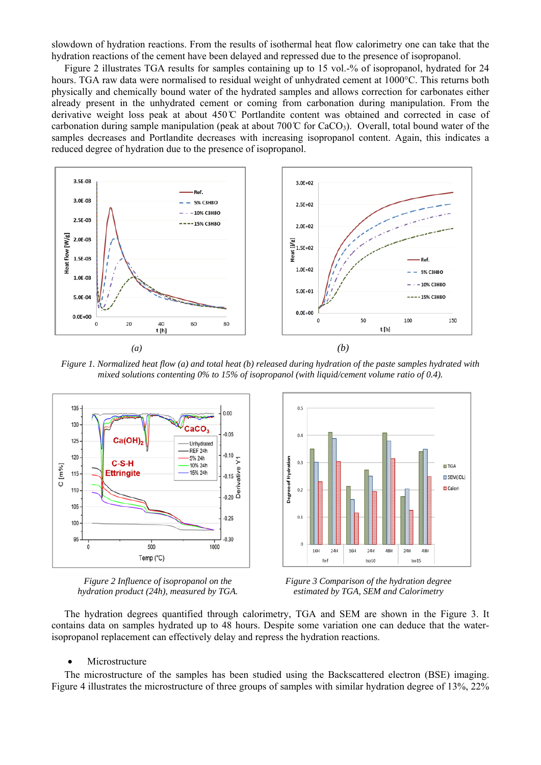slowdown of hydration reactions. From the results of isothermal heat flow calorimetry one can take that the hydration reactions of the cement have been delayed and repressed due to the presence of isopropanol.

Figure 2 illustrates TGA results for samples containing up to 15 vol.-% of isopropanol, hydrated for 24 hours. TGA raw data were normalised to residual weight of unhydrated cement at 1000°C. This returns both physically and chemically bound water of the hydrated samples and allows correction for carbonates either already present in the unhydrated cement or coming from carbonation during manipulation. From the derivative weight loss peak at about 450℃ Portlandite content was obtained and corrected in case of carbonation during sample manipulation (peak at about 700℃ for $CaCO_3$). Overall, total bound water of the samples decreases and Portlandite decreases with increasing isopropanol content. Again, this indicates a reduced degree of hydration due to the presence of isopropanol.

*(a)* *(b)*

*Figure 1. Normalized heat flow (a) and total heat (b) released during hydration of the paste samples hydrated with mixed solutions contenting 0% to 15% of isopropanol (with liquid/cement volume ratio of 0.4).*

*Figure 2 Influence of isopropanol on the hydration product (24h), measured by TGA.*

*Figure 3 Comparison of the hydration degree estimated by TGA, SEM and Calorimetry*

The hydration degrees quantified through calorimetry, TGA and SEM are shown in the Figure 3. It contains data on samples hydrated up to 48 hours. Despite some variation one can deduce that the water-isopropanol replacement can effectively delay and repress the hydration reactions.

- Microstructure

The microstructure of the samples has been studied using the Backscattered electron (BSE) imaging. Figure 4 illustrates the microstructure of three groups of samples with similar hydration degree of 13%, 22%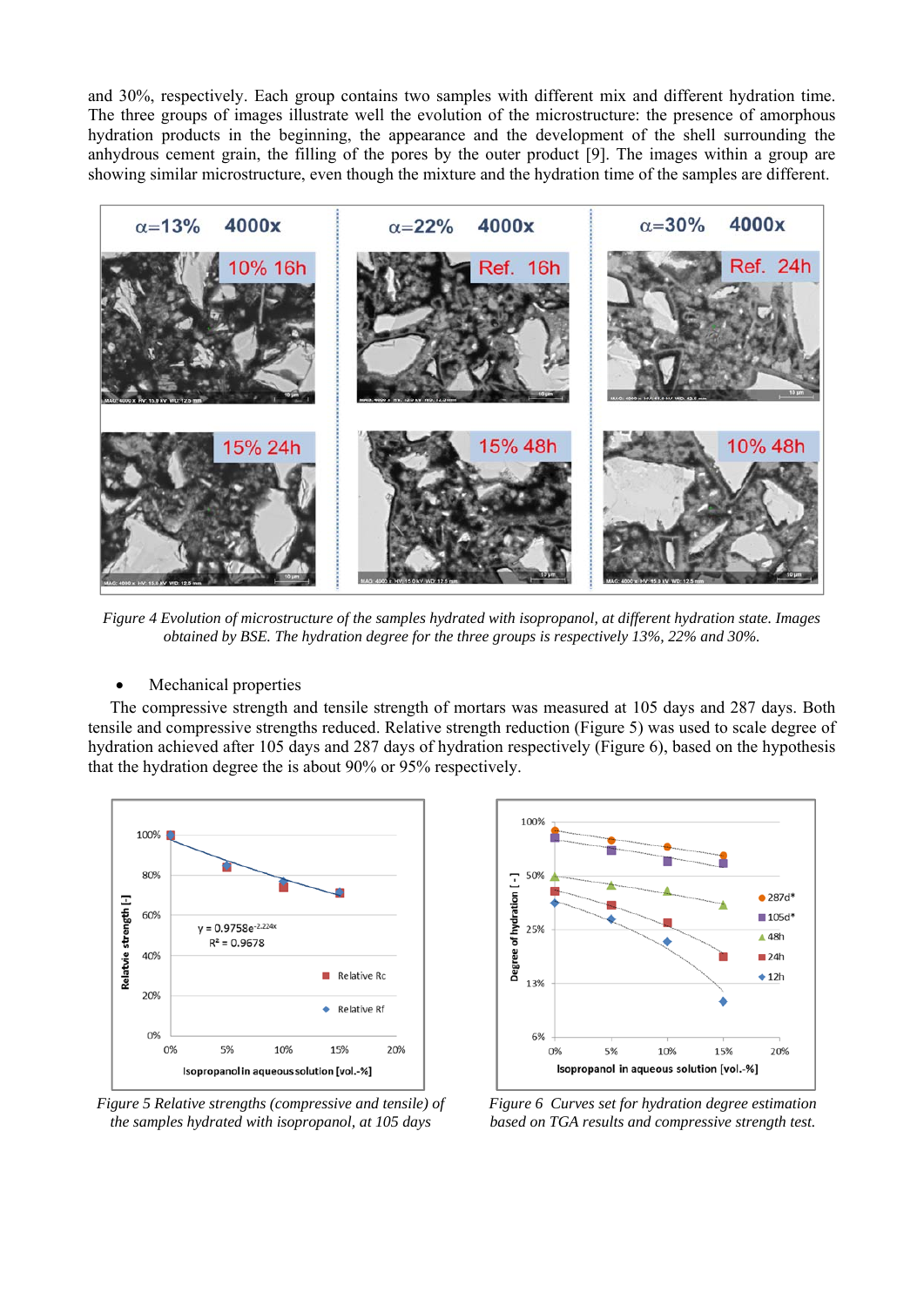and 30%, respectively. Each group contains two samples with different mix and different hydration time. The three groups of images illustrate well the evolution of the microstructure: the presence of amorphous hydration products in the beginning, the appearance and the development of the shell surrounding the anhydrous cement grain, the filling of the pores by the outer product [9]. The images within a group are showing similar microstructure, even though the mixture and the hydration time of the samples are different.

*Figure 4 Evolution of microstructure of the samples hydrated with isopropanol, at different hydration state. Images obtained by BSE. The hydration degree for the three groups is respectively 13%, 22% and 30%.*

- Mechanical properties

The compressive strength and tensile strength of mortars was measured at 105 days and 287 days. Both tensile and compressive strengths reduced. Relative strength reduction (Figure 5) was used to scale degree of hydration achieved after 105 days and 287 days of hydration respectively (Figure 6), based on the hypothesis that the hydration degree the is about 90% or 95% respectively.

*Figure 5 Relative strengths (compressive and tensile) of the samples hydrated with isopropanol, at 105 days*

*Figure 6 Curves set for hydration degree estimation based on TGA results and compressive strength test.*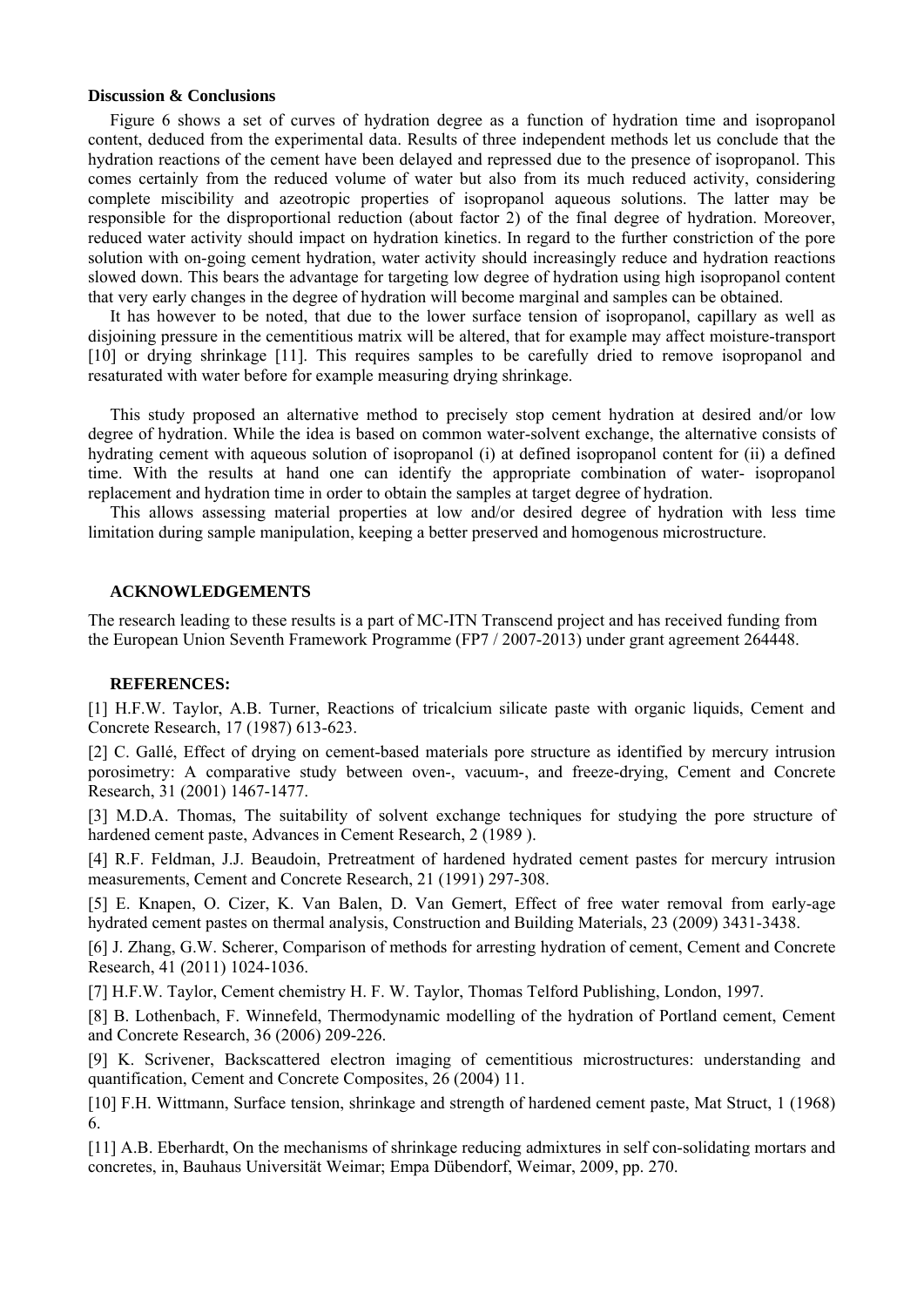**Discussion & Conclusions**

Figure 6 shows a set of curves of hydration degree as a function of hydration time and isopropanol content, deduced from the experimental data. Results of three independent methods let us conclude that the hydration reactions of the cement have been delayed and repressed due to the presence of isopropanol. This comes certainly from the reduced volume of water but also from its much reduced activity, considering complete miscibility and azeotropic properties of isopropanol aqueous solutions. The latter may be responsible for the disproportional reduction (about factor 2) of the final degree of hydration. Moreover, reduced water activity should impact on hydration kinetics. In regard to the further constriction of the pore solution with on-going cement hydration, water activity should increasingly reduce and hydration reactions slowed down. This bears the advantage for targeting low degree of hydration using high isopropanol content that very early changes in the degree of hydration will become marginal and samples can be obtained.

It has however to be noted, that due to the lower surface tension of isopropanol, capillary as well as disjoining pressure in the cementitious matrix will be altered, that for example may affect moisture-transport [10] or drying shrinkage [11]. This requires samples to be carefully dried to remove isopropanol and resaturated with water before for example measuring drying shrinkage.

This study proposed an alternative method to precisely stop cement hydration at desired and/or low degree of hydration. While the idea is based on common water-solvent exchange, the alternative consists of hydrating cement with aqueous solution of isopropanol (i) at defined isopropanol content for (ii) a defined time. With the results at hand one can identify the appropriate combination of water- isopropanol replacement and hydration time in order to obtain the samples at target degree of hydration.

This allows assessing material properties at low and/or desired degree of hydration with less time limitation during sample manipulation, keeping a better preserved and homogenous microstructure.

**ACKNOWLEDGEMENTS**

The research leading to these results is a part of MC-ITN Transcend project and has received funding from the European Union Seventh Framework Programme (FP7 / 2007-2013) under grant agreement 264448.

**REFERENCES:**

[1] H.F.W. Taylor, A.B. Turner, Reactions of tricalcium silicate paste with organic liquids, Cement and Concrete Research, 17 (1987) 613-623.

[2] C. Gallé, Effect of drying on cement-based materials pore structure as identified by mercury intrusion porosimetry: A comparative study between oven-, vacuum-, and freeze-drying, Cement and Concrete Research, 31 (2001) 1467-1477.

[3] M.D.A. Thomas, The suitability of solvent exchange techniques for studying the pore structure of hardened cement paste, Advances in Cement Research, 2 (1989 ).

[4] R.F. Feldman, J.J. Beaudoin, Pretreatment of hardened hydrated cement pastes for mercury intrusion measurements, Cement and Concrete Research, 21 (1991) 297-308.

[5] E. Knapen, O. Cizer, K. Van Balen, D. Van Gemert, Effect of free water removal from early-age hydrated cement pastes on thermal analysis, Construction and Building Materials, 23 (2009) 3431-3438.

[6] J. Zhang, G.W. Scherer, Comparison of methods for arresting hydration of cement, Cement and Concrete Research, 41 (2011) 1024-1036.

[7] H.F.W. Taylor, Cement chemistry H. F. W. Taylor, Thomas Telford Publishing, London, 1997.

[8] B. Lothenbach, F. Winnefeld, Thermodynamic modelling of the hydration of Portland cement, Cement and Concrete Research, 36 (2006) 209-226.

[9] K. Scrivener, Backscattered electron imaging of cementitious microstructures: understanding and quantification, Cement and Concrete Composites, 26 (2004) 11.

[10] F.H. Wittmann, Surface tension, shrinkage and strength of hardened cement paste, Mat Struct, 1 (1968) 6.

[11] A.B. Eberhardt, On the mechanisms of shrinkage reducing admixtures in self con-solidating mortars and concretes, in, Bauhaus Universität Weimar; Empa Dübendorf, Weimar, 2009, pp. 270.